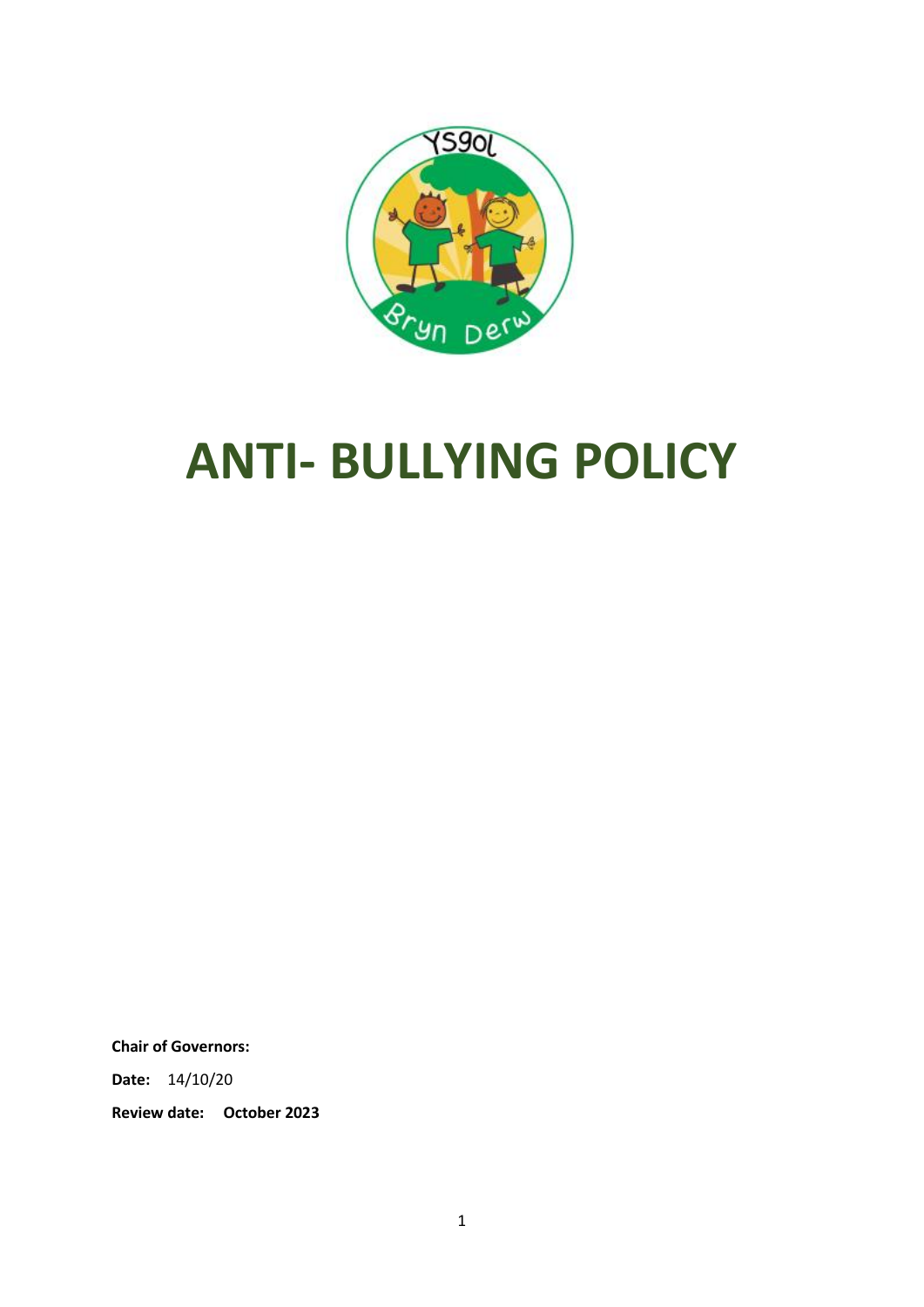# ANTI- BULLYING POLICY

**Chair of Governors:**

**Date:** 14/10/20

**Review date:** **October 2023**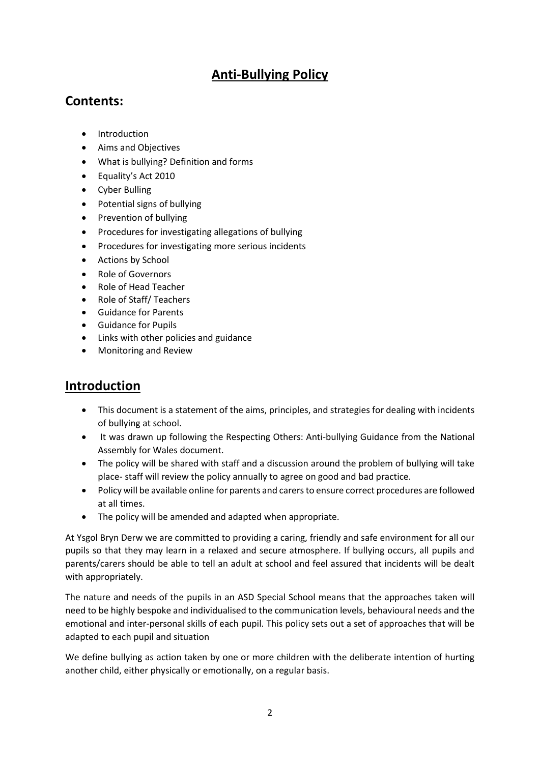# Anti-Bullying Policy

## Contents:

- Introduction
- Aims and Objectives
- What is bullying? Definition and forms
- Equality's Act 2010
- Cyber Bulling
- Potential signs of bullying
- Prevention of bullying
- Procedures for investigating allegations of bullying
- Procedures for investigating more serious incidents
- Actions by School
- Role of Governors
- Role of Head Teacher
- Role of Staff/ Teachers
- Guidance for Parents
- Guidance for Pupils
- Links with other policies and guidance
- Monitoring and Review

## Introduction

- This document is a statement of the aims, principles, and strategies for dealing with incidents of bullying at school.
- It was drawn up following the Respecting Others: Anti-bullying Guidance from the National Assembly for Wales document.
- The policy will be shared with staff and a discussion around the problem of bullying will take place- staff will review the policy annually to agree on good and bad practice.
- Policy will be available online for parents and carers to ensure correct procedures are followed at all times.
- The policy will be amended and adapted when appropriate.

At Ysgol Bryn Derw we are committed to providing a caring, friendly and safe environment for all our pupils so that they may learn in a relaxed and secure atmosphere. If bullying occurs, all pupils and parents/carers should be able to tell an adult at school and feel assured that incidents will be dealt with appropriately.

The nature and needs of the pupils in an ASD Special School means that the approaches taken will need to be highly bespoke and individualised to the communication levels, behavioural needs and the emotional and inter-personal skills of each pupil. This policy sets out a set of approaches that will be adapted to each pupil and situation

We define bullying as action taken by one or more children with the deliberate intention of hurting another child, either physically or emotionally, on a regular basis.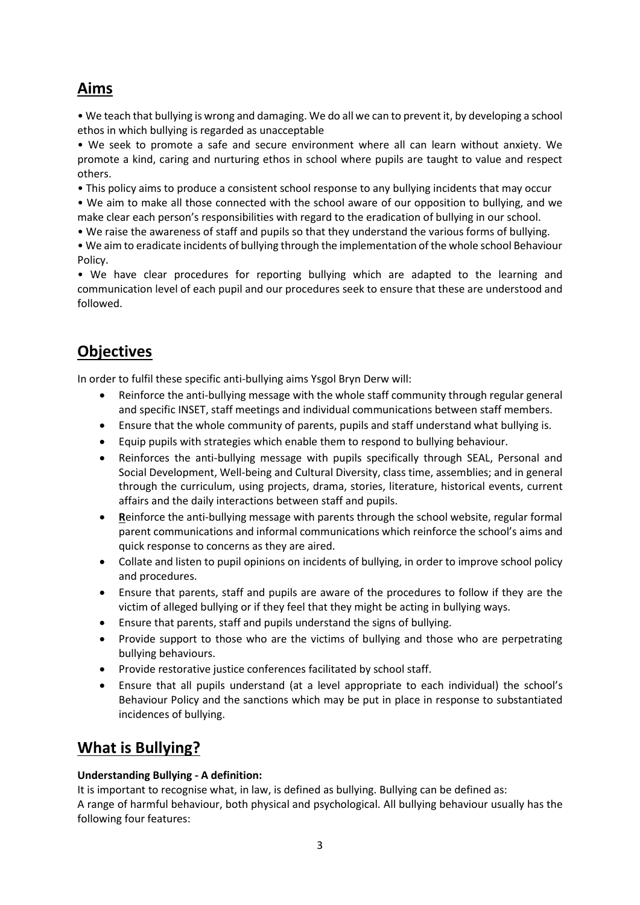## Aims

- We teach that bullying is wrong and damaging. We do all we can to prevent it, by developing a school ethos in which bullying is regarded as unacceptable
- We seek to promote a safe and secure environment where all can learn without anxiety. We promote a kind, caring and nurturing ethos in school where pupils are taught to value and respect others.
- This policy aims to produce a consistent school response to any bullying incidents that may occur
- We aim to make all those connected with the school aware of our opposition to bullying, and we make clear each person's responsibilities with regard to the eradication of bullying in our school.
- We raise the awareness of staff and pupils so that they understand the various forms of bullying.
- We aim to eradicate incidents of bullying through the implementation of the whole school Behaviour Policy.
- We have clear procedures for reporting bullying which are adapted to the learning and communication level of each pupil and our procedures seek to ensure that these are understood and followed.

## Objectives

In order to fulfil these specific anti-bullying aims Ysgol Bryn Derw will:

- Reinforce the anti-bullying message with the whole staff community through regular general and specific INSET, staff meetings and individual communications between staff members.
- Ensure that the whole community of parents, pupils and staff understand what bullying is.
- Equip pupils with strategies which enable them to respond to bullying behaviour.
- Reinforces the anti-bullying message with pupils specifically through SEAL, Personal and Social Development, Well-being and Cultural Diversity, class time, assemblies; and in general through the curriculum, using projects, drama, stories, literature, historical events, current affairs and the daily interactions between staff and pupils.
- **R**einforce the anti-bullying message with parents through the school website, regular formal parent communications and informal communications which reinforce the school's aims and quick response to concerns as they are aired.
- Collate and listen to pupil opinions on incidents of bullying, in order to improve school policy and procedures.
- Ensure that parents, staff and pupils are aware of the procedures to follow if they are the victim of alleged bullying or if they feel that they might be acting in bullying ways.
- Ensure that parents, staff and pupils understand the signs of bullying.
- Provide support to those who are the victims of bullying and those who are perpetrating bullying behaviours.
- Provide restorative justice conferences facilitated by school staff.
- Ensure that all pupils understand (at a level appropriate to each individual) the school's Behaviour Policy and the sanctions which may be put in place in response to substantiated incidences of bullying.

## What is Bullying?

**Understanding Bullying - A definition:**

It is important to recognise what, in law, is defined as bullying. Bullying can be defined as:

A range of harmful behaviour, both physical and psychological. All bullying behaviour usually has the following four features: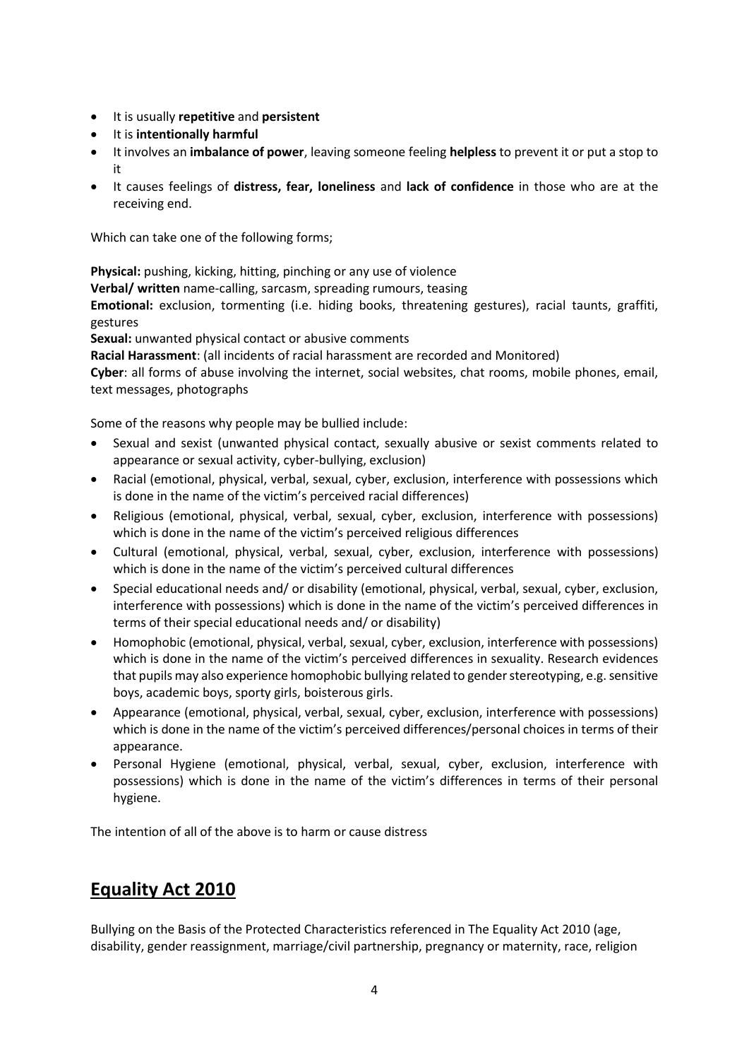- It is usually **repetitive** and **persistent**
- It is **intentionally harmful**
- It involves an **imbalance of power**, leaving someone feeling **helpless** to prevent it or put a stop to it
- It causes feelings of **distress, fear, loneliness** and **lack of confidence** in those who are at the receiving end.

Which can take one of the following forms;

**Physical:** pushing, kicking, hitting, pinching or any use of violence
**Verbal/ written** name-calling, sarcasm, spreading rumours, teasing
**Emotional:** exclusion, tormenting (i.e. hiding books, threatening gestures), racial taunts, graffiti, gestures
**Sexual:** unwanted physical contact or abusive comments
**Racial Harassment**: (all incidents of racial harassment are recorded and Monitored)
**Cyber**: all forms of abuse involving the internet, social websites, chat rooms, mobile phones, email, text messages, photographs

Some of the reasons why people may be bullied include:

- Sexual and sexist (unwanted physical contact, sexually abusive or sexist comments related to appearance or sexual activity, cyber-bullying, exclusion)
- Racial (emotional, physical, verbal, sexual, cyber, exclusion, interference with possessions which is done in the name of the victim's perceived racial differences)
- Religious (emotional, physical, verbal, sexual, cyber, exclusion, interference with possessions) which is done in the name of the victim's perceived religious differences
- Cultural (emotional, physical, verbal, sexual, cyber, exclusion, interference with possessions) which is done in the name of the victim's perceived cultural differences
- Special educational needs and/ or disability (emotional, physical, verbal, sexual, cyber, exclusion, interference with possessions) which is done in the name of the victim's perceived differences in terms of their special educational needs and/ or disability)
- Homophobic (emotional, physical, verbal, sexual, cyber, exclusion, interference with possessions) which is done in the name of the victim's perceived differences in sexuality. Research evidences that pupils may also experience homophobic bullying related to gender stereotyping, e.g. sensitive boys, academic boys, sporty girls, boisterous girls.
- Appearance (emotional, physical, verbal, sexual, cyber, exclusion, interference with possessions) which is done in the name of the victim's perceived differences/personal choices in terms of their appearance.
- Personal Hygiene (emotional, physical, verbal, sexual, cyber, exclusion, interference with possessions) which is done in the name of the victim's differences in terms of their personal hygiene.

The intention of all of the above is to harm or cause distress

## Equality Act 2010

Bullying on the Basis of the Protected Characteristics referenced in The Equality Act 2010 (age, disability, gender reassignment, marriage/civil partnership, pregnancy or maternity, race, religion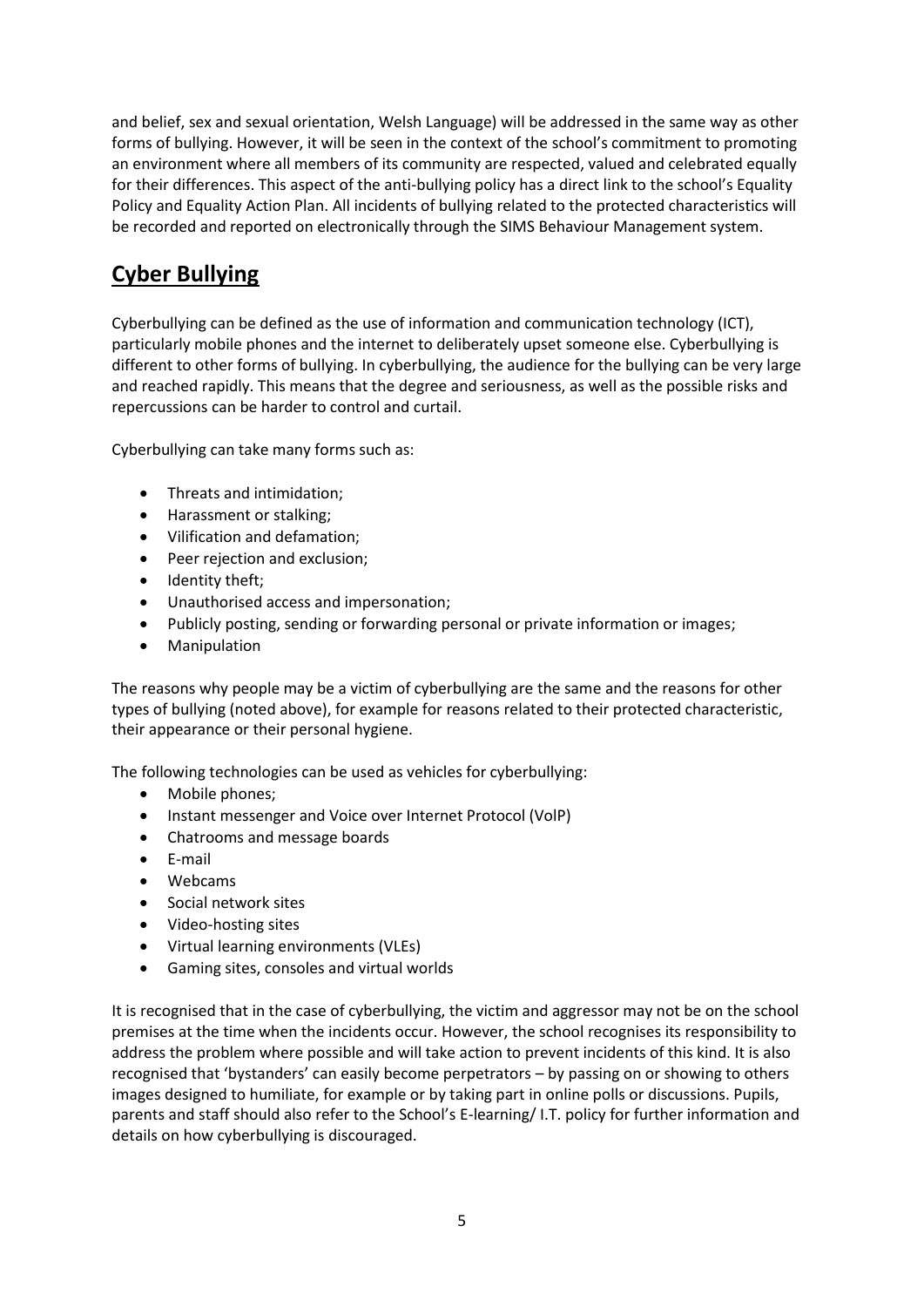and belief, sex and sexual orientation, Welsh Language) will be addressed in the same way as other forms of bullying. However, it will be seen in the context of the school's commitment to promoting an environment where all members of its community are respected, valued and celebrated equally for their differences. This aspect of the anti-bullying policy has a direct link to the school's Equality Policy and Equality Action Plan. All incidents of bullying related to the protected characteristics will be recorded and reported on electronically through the SIMS Behaviour Management system.

## **Cyber Bullying**

Cyberbullying can be defined as the use of information and communication technology (ICT), particularly mobile phones and the internet to deliberately upset someone else. Cyberbullying is different to other forms of bullying. In cyberbullying, the audience for the bullying can be very large and reached rapidly. This means that the degree and seriousness, as well as the possible risks and repercussions can be harder to control and curtail.

Cyberbullying can take many forms such as:

- Threats and intimidation;
- Harassment or stalking;
- Vilification and defamation;
- Peer rejection and exclusion;
- Identity theft;
- Unauthorised access and impersonation;
- Publicly posting, sending or forwarding personal or private information or images;
- Manipulation

The reasons why people may be a victim of cyberbullying are the same and the reasons for other types of bullying (noted above), for example for reasons related to their protected characteristic, their appearance or their personal hygiene.

The following technologies can be used as vehicles for cyberbullying:

- Mobile phones;
- Instant messenger and Voice over Internet Protocol (VolP)
- Chatrooms and message boards
- E-mail
- Webcams
- Social network sites
- Video-hosting sites
- Virtual learning environments (VLEs)
- Gaming sites, consoles and virtual worlds

It is recognised that in the case of cyberbullying, the victim and aggressor may not be on the school premises at the time when the incidents occur. However, the school recognises its responsibility to address the problem where possible and will take action to prevent incidents of this kind. It is also recognised that 'bystanders' can easily become perpetrators – by passing on or showing to others images designed to humiliate, for example or by taking part in online polls or discussions. Pupils, parents and staff should also refer to the School's E-learning/ I.T. policy for further information and details on how cyberbullying is discouraged.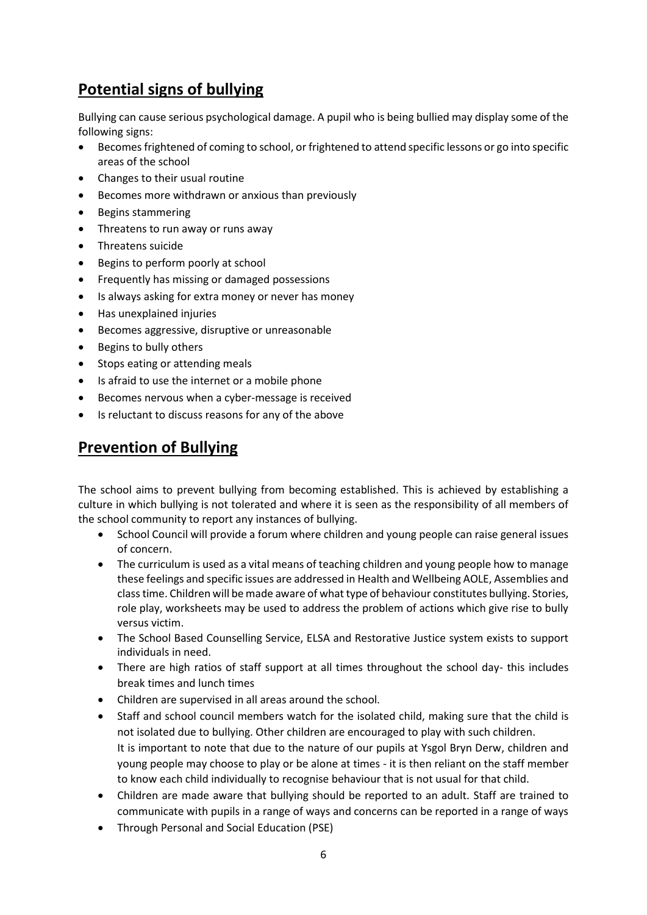## Potential signs of bullying

Bullying can cause serious psychological damage. A pupil who is being bullied may display some of the following signs:

- Becomes frightened of coming to school, or frightened to attend specific lessons or go into specific areas of the school
- Changes to their usual routine
- Becomes more withdrawn or anxious than previously
- Begins stammering
- Threatens to run away or runs away
- Threatens suicide
- Begins to perform poorly at school
- Frequently has missing or damaged possessions
- Is always asking for extra money or never has money
- Has unexplained injuries
- Becomes aggressive, disruptive or unreasonable
- Begins to bully others
- Stops eating or attending meals
- Is afraid to use the internet or a mobile phone
- Becomes nervous when a cyber-message is received
- Is reluctant to discuss reasons for any of the above

## Prevention of Bullying

The school aims to prevent bullying from becoming established. This is achieved by establishing a culture in which bullying is not tolerated and where it is seen as the responsibility of all members of the school community to report any instances of bullying.

- School Council will provide a forum where children and young people can raise general issues of concern.
- The curriculum is used as a vital means of teaching children and young people how to manage these feelings and specific issues are addressed in Health and Wellbeing AOLE, Assemblies and class time. Children will be made aware of what type of behaviour constitutes bullying. Stories, role play, worksheets may be used to address the problem of actions which give rise to bully versus victim.
- The School Based Counselling Service, ELSA and Restorative Justice system exists to support individuals in need.
- There are high ratios of staff support at all times throughout the school day- this includes break times and lunch times
- Children are supervised in all areas around the school.
- Staff and school council members watch for the isolated child, making sure that the child is not isolated due to bullying. Other children are encouraged to play with such children.
  It is important to note that due to the nature of our pupils at Ysgol Bryn Derw, children and young people may choose to play or be alone at times - it is then reliant on the staff member to know each child individually to recognise behaviour that is not usual for that child.
- Children are made aware that bullying should be reported to an adult. Staff are trained to communicate with pupils in a range of ways and concerns can be reported in a range of ways
- Through Personal and Social Education (PSE)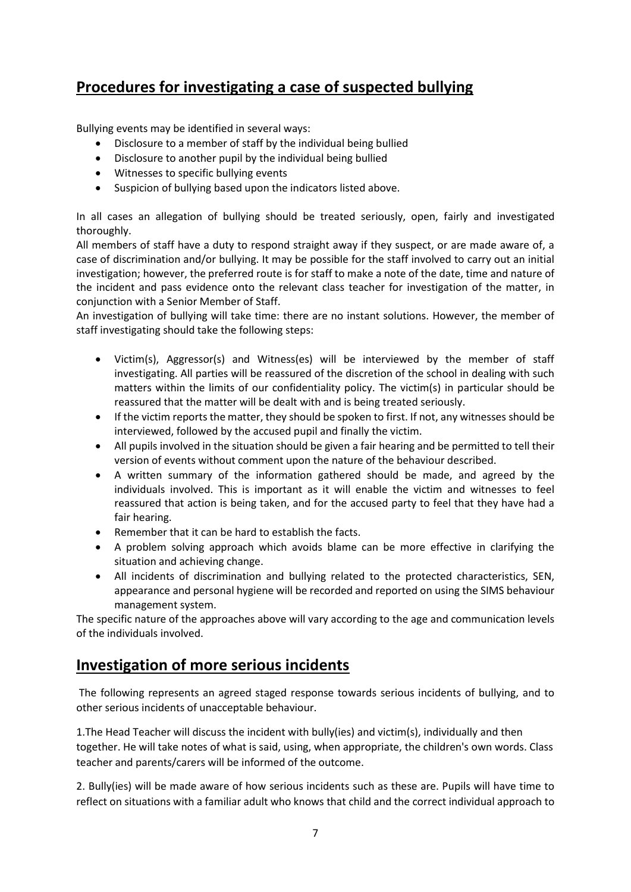## Procedures for investigating a case of suspected bullying

Bullying events may be identified in several ways:

- Disclosure to a member of staff by the individual being bullied
- Disclosure to another pupil by the individual being bullied
- Witnesses to specific bullying events
- Suspicion of bullying based upon the indicators listed above.

In all cases an allegation of bullying should be treated seriously, open, fairly and investigated thoroughly.

All members of staff have a duty to respond straight away if they suspect, or are made aware of, a case of discrimination and/or bullying. It may be possible for the staff involved to carry out an initial investigation; however, the preferred route is for staff to make a note of the date, time and nature of the incident and pass evidence onto the relevant class teacher for investigation of the matter, in conjunction with a Senior Member of Staff.

An investigation of bullying will take time: there are no instant solutions. However, the member of staff investigating should take the following steps:

- Victim(s), Aggressor(s) and Witness(es) will be interviewed by the member of staff investigating. All parties will be reassured of the discretion of the school in dealing with such matters within the limits of our confidentiality policy. The victim(s) in particular should be reassured that the matter will be dealt with and is being treated seriously.
- If the victim reports the matter, they should be spoken to first. If not, any witnesses should be interviewed, followed by the accused pupil and finally the victim.
- All pupils involved in the situation should be given a fair hearing and be permitted to tell their version of events without comment upon the nature of the behaviour described.
- A written summary of the information gathered should be made, and agreed by the individuals involved. This is important as it will enable the victim and witnesses to feel reassured that action is being taken, and for the accused party to feel that they have had a fair hearing.
- Remember that it can be hard to establish the facts.
- A problem solving approach which avoids blame can be more effective in clarifying the situation and achieving change.
- All incidents of discrimination and bullying related to the protected characteristics, SEN, appearance and personal hygiene will be recorded and reported on using the SIMS behaviour management system.

The specific nature of the approaches above will vary according to the age and communication levels of the individuals involved.

## Investigation of more serious incidents

The following represents an agreed staged response towards serious incidents of bullying, and to other serious incidents of unacceptable behaviour.

1.The Head Teacher will discuss the incident with bully(ies) and victim(s), individually and then together. He will take notes of what is said, using, when appropriate, the children's own words. Class teacher and parents/carers will be informed of the outcome.

2. Bully(ies) will be made aware of how serious incidents such as these are. Pupils will have time to reflect on situations with a familiar adult who knows that child and the correct individual approach to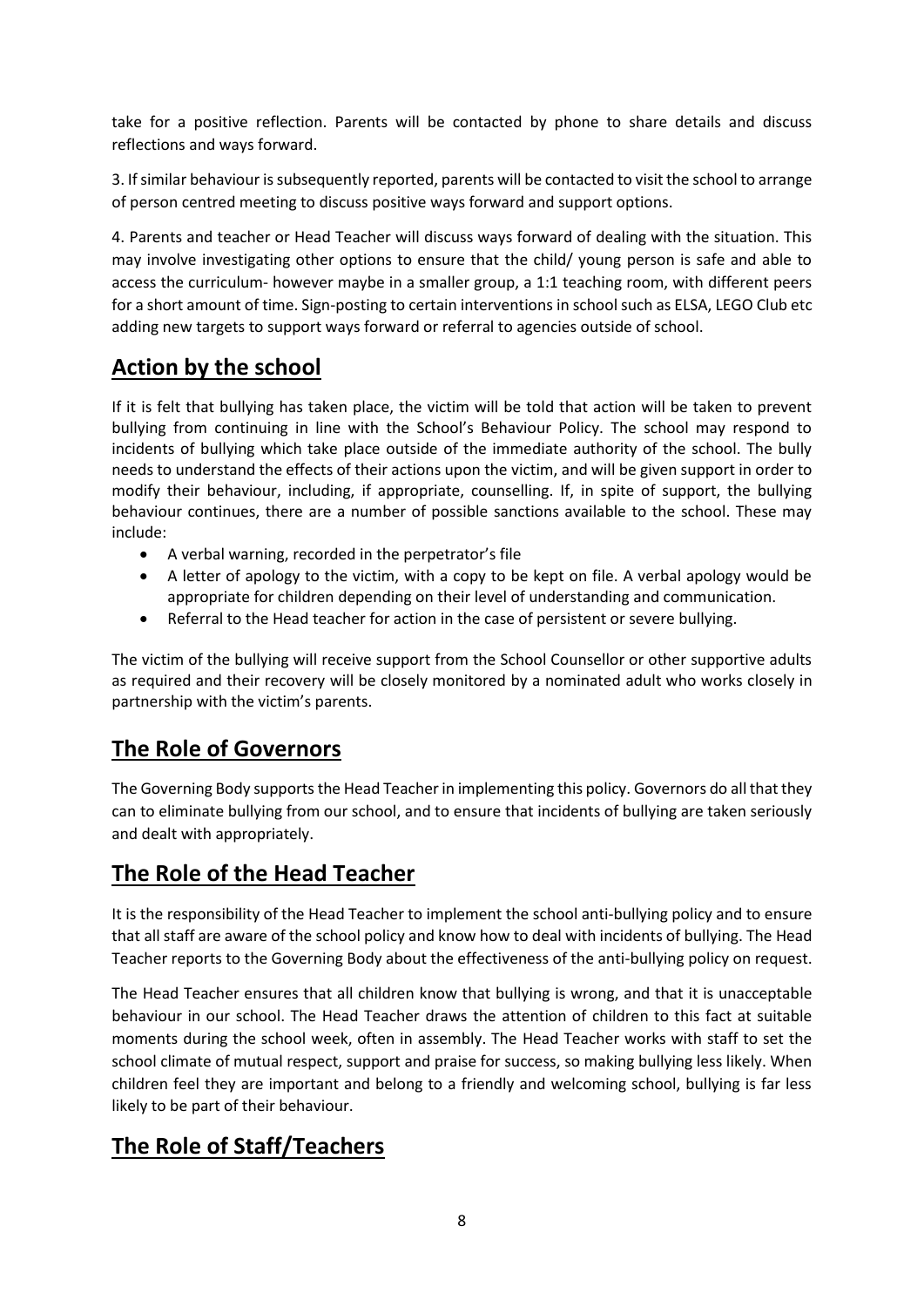take for a positive reflection. Parents will be contacted by phone to share details and discuss reflections and ways forward.

3. If similar behaviour is subsequently reported, parents will be contacted to visit the school to arrange of person centred meeting to discuss positive ways forward and support options.

4. Parents and teacher or Head Teacher will discuss ways forward of dealing with the situation. This may involve investigating other options to ensure that the child/ young person is safe and able to access the curriculum- however maybe in a smaller group, a 1:1 teaching room, with different peers for a short amount of time. Sign-posting to certain interventions in school such as ELSA, LEGO Club etc adding new targets to support ways forward or referral to agencies outside of school.

## **Action by the school**

If it is felt that bullying has taken place, the victim will be told that action will be taken to prevent bullying from continuing in line with the School's Behaviour Policy. The school may respond to incidents of bullying which take place outside of the immediate authority of the school. The bully needs to understand the effects of their actions upon the victim, and will be given support in order to modify their behaviour, including, if appropriate, counselling. If, in spite of support, the bullying behaviour continues, there are a number of possible sanctions available to the school. These may include:

- A verbal warning, recorded in the perpetrator's file
- A letter of apology to the victim, with a copy to be kept on file. A verbal apology would be appropriate for children depending on their level of understanding and communication.
- Referral to the Head teacher for action in the case of persistent or severe bullying.

The victim of the bullying will receive support from the School Counsellor or other supportive adults as required and their recovery will be closely monitored by a nominated adult who works closely in partnership with the victim's parents.

## **The Role of Governors**

The Governing Body supports the Head Teacher in implementing this policy. Governors do all that they can to eliminate bullying from our school, and to ensure that incidents of bullying are taken seriously and dealt with appropriately.

## **The Role of the Head Teacher**

It is the responsibility of the Head Teacher to implement the school anti-bullying policy and to ensure that all staff are aware of the school policy and know how to deal with incidents of bullying. The Head Teacher reports to the Governing Body about the effectiveness of the anti-bullying policy on request.

The Head Teacher ensures that all children know that bullying is wrong, and that it is unacceptable behaviour in our school. The Head Teacher draws the attention of children to this fact at suitable moments during the school week, often in assembly. The Head Teacher works with staff to set the school climate of mutual respect, support and praise for success, so making bullying less likely. When children feel they are important and belong to a friendly and welcoming school, bullying is far less likely to be part of their behaviour.

## **The Role of Staff/Teachers**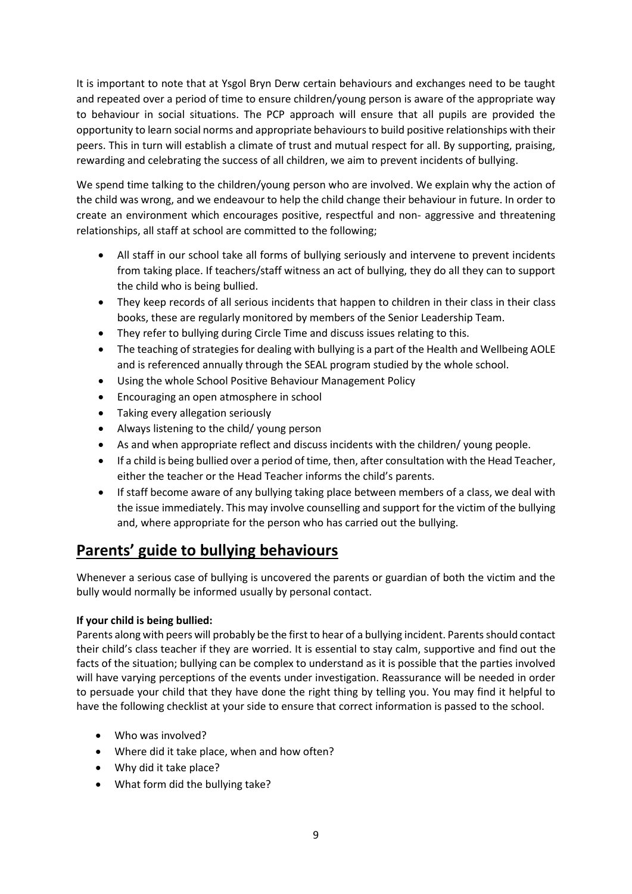It is important to note that at Ysgol Bryn Derw certain behaviours and exchanges need to be taught and repeated over a period of time to ensure children/young person is aware of the appropriate way to behaviour in social situations. The PCP approach will ensure that all pupils are provided the opportunity to learn social norms and appropriate behaviours to build positive relationships with their peers. This in turn will establish a climate of trust and mutual respect for all. By supporting, praising, rewarding and celebrating the success of all children, we aim to prevent incidents of bullying.

We spend time talking to the children/young person who are involved. We explain why the action of the child was wrong, and we endeavour to help the child change their behaviour in future. In order to create an environment which encourages positive, respectful and non- aggressive and threatening relationships, all staff at school are committed to the following;

- All staff in our school take all forms of bullying seriously and intervene to prevent incidents from taking place. If teachers/staff witness an act of bullying, they do all they can to support the child who is being bullied.
- They keep records of all serious incidents that happen to children in their class in their class books, these are regularly monitored by members of the Senior Leadership Team.
- They refer to bullying during Circle Time and discuss issues relating to this.
- The teaching of strategies for dealing with bullying is a part of the Health and Wellbeing AOLE and is referenced annually through the SEAL program studied by the whole school.
- Using the whole School Positive Behaviour Management Policy
- Encouraging an open atmosphere in school
- Taking every allegation seriously
- Always listening to the child/ young person
- As and when appropriate reflect and discuss incidents with the children/ young people.
- If a child is being bullied over a period of time, then, after consultation with the Head Teacher, either the teacher or the Head Teacher informs the child's parents.
- If staff become aware of any bullying taking place between members of a class, we deal with the issue immediately. This may involve counselling and support for the victim of the bullying and, where appropriate for the person who has carried out the bullying.

## Parents' guide to bullying behaviours

Whenever a serious case of bullying is uncovered the parents or guardian of both the victim and the bully would normally be informed usually by personal contact.

**If your child is being bullied:**
Parents along with peers will probably be the first to hear of a bullying incident. Parents should contact their child's class teacher if they are worried. It is essential to stay calm, supportive and find out the facts of the situation; bullying can be complex to understand as it is possible that the parties involved will have varying perceptions of the events under investigation. Reassurance will be needed in order to persuade your child that they have done the right thing by telling you. You may find it helpful to have the following checklist at your side to ensure that correct information is passed to the school.

- Who was involved?
- Where did it take place, when and how often?
- Why did it take place?
- What form did the bullying take?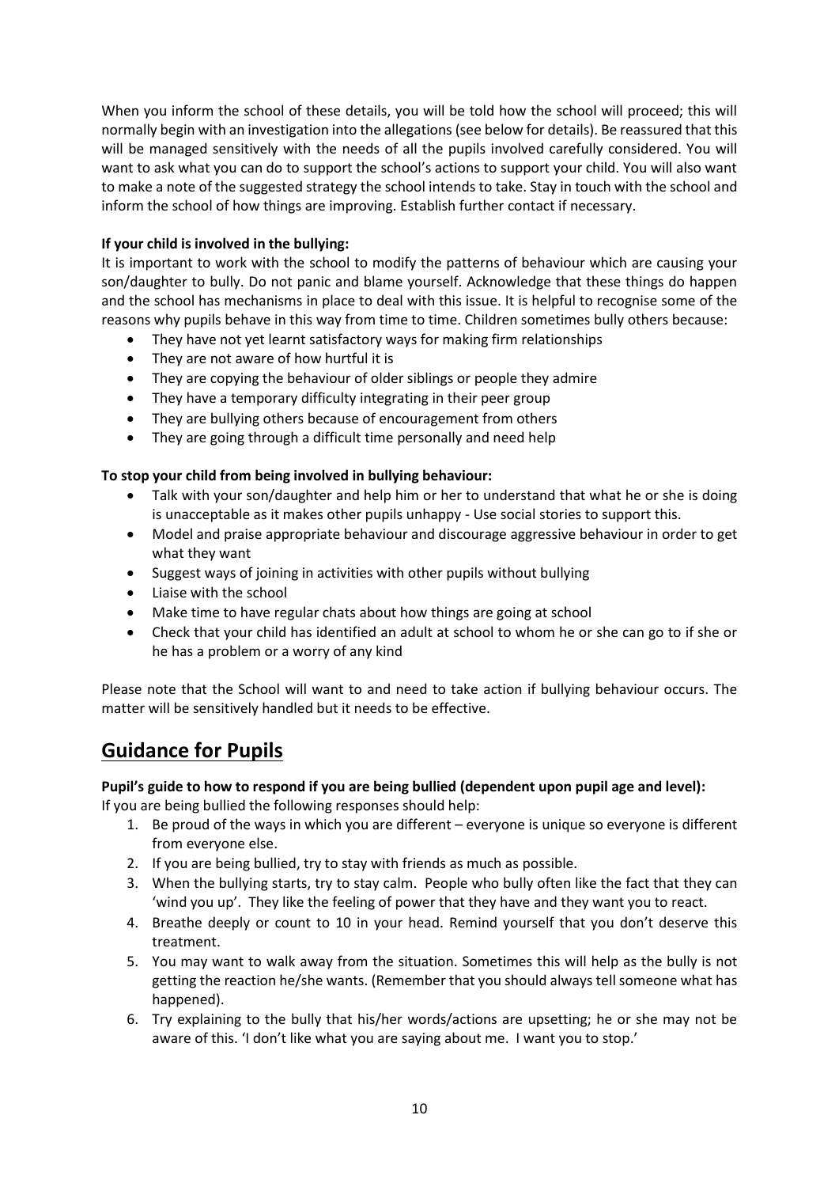When you inform the school of these details, you will be told how the school will proceed; this will normally begin with an investigation into the allegations (see below for details). Be reassured that this will be managed sensitively with the needs of all the pupils involved carefully considered. You will want to ask what you can do to support the school's actions to support your child. You will also want to make a note of the suggested strategy the school intends to take. Stay in touch with the school and inform the school of how things are improving. Establish further contact if necessary.

**If your child is involved in the bullying:**

It is important to work with the school to modify the patterns of behaviour which are causing your son/daughter to bully. Do not panic and blame yourself. Acknowledge that these things do happen and the school has mechanisms in place to deal with this issue. It is helpful to recognise some of the reasons why pupils behave in this way from time to time. Children sometimes bully others because:

- They have not yet learnt satisfactory ways for making firm relationships
- They are not aware of how hurtful it is
- They are copying the behaviour of older siblings or people they admire
- They have a temporary difficulty integrating in their peer group
- They are bullying others because of encouragement from others
- They are going through a difficult time personally and need help

**To stop your child from being involved in bullying behaviour:**

- Talk with your son/daughter and help him or her to understand that what he or she is doing is unacceptable as it makes other pupils unhappy - Use social stories to support this.
- Model and praise appropriate behaviour and discourage aggressive behaviour in order to get what they want
- Suggest ways of joining in activities with other pupils without bullying
- Liaise with the school
- Make time to have regular chats about how things are going at school
- Check that your child has identified an adult at school to whom he or she can go to if she or he has a problem or a worry of any kind

Please note that the School will want to and need to take action if bullying behaviour occurs. The matter will be sensitively handled but it needs to be effective.

## Guidance for Pupils

**Pupil's guide to how to respond if you are being bullied (dependent upon pupil age and level):**

If you are being bullied the following responses should help:

1. Be proud of the ways in which you are different – everyone is unique so everyone is different from everyone else.
2. If you are being bullied, try to stay with friends as much as possible.
3. When the bullying starts, try to stay calm. People who bully often like the fact that they can 'wind you up'. They like the feeling of power that they have and they want you to react.
4. Breathe deeply or count to 10 in your head. Remind yourself that you don't deserve this treatment.
5. You may want to walk away from the situation. Sometimes this will help as the bully is not getting the reaction he/she wants. (Remember that you should always tell someone what has happened).
6. Try explaining to the bully that his/her words/actions are upsetting; he or she may not be aware of this. 'I don't like what you are saying about me. I want you to stop.'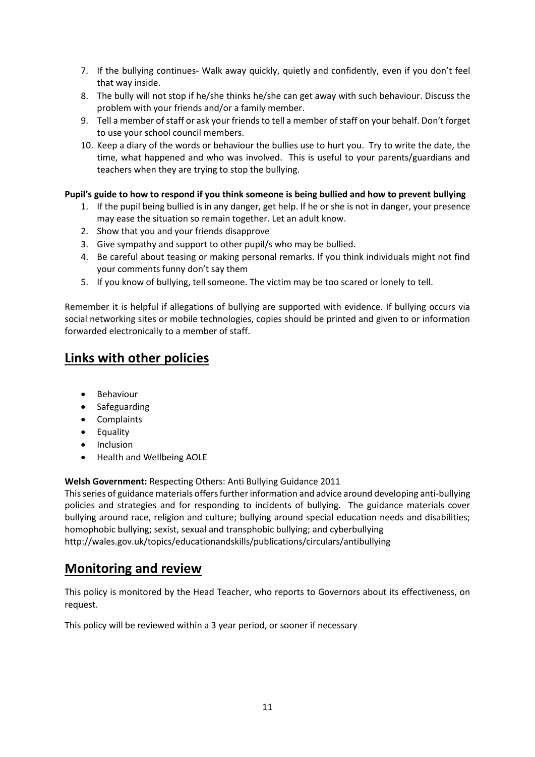7. If the bullying continues- Walk away quickly, quietly and confidently, even if you don't feel that way inside.
8. The bully will not stop if he/she thinks he/she can get away with such behaviour. Discuss the problem with your friends and/or a family member.
9. Tell a member of staff or ask your friends to tell a member of staff on your behalf. Don't forget to use your school council members.
10. Keep a diary of the words or behaviour the bullies use to hurt you. Try to write the date, the time, what happened and who was involved. This is useful to your parents/guardians and teachers when they are trying to stop the bullying.

**Pupil's guide to how to respond if you think someone is being bullied and how to prevent bullying**

1. If the pupil being bullied is in any danger, get help. If he or she is not in danger, your presence may ease the situation so remain together. Let an adult know.
2. Show that you and your friends disapprove
3. Give sympathy and support to other pupil/s who may be bullied.
4. Be careful about teasing or making personal remarks. If you think individuals might not find your comments funny don't say them
5. If you know of bullying, tell someone. The victim may be too scared or lonely to tell.

Remember it is helpful if allegations of bullying are supported with evidence. If bullying occurs via social networking sites or mobile technologies, copies should be printed and given to or information forwarded electronically to a member of staff.

## Links with other policies

- Behaviour
- Safeguarding
- Complaints
- Equality
- Inclusion
- Health and Wellbeing AOLE

**Welsh Government:** Respecting Others: Anti Bullying Guidance 2011

This series of guidance materials offers further information and advice around developing anti-bullying policies and strategies and for responding to incidents of bullying. The guidance materials cover bullying around race, religion and culture; bullying around special education needs and disabilities; homophobic bullying; sexist, sexual and transphobic bullying; and cyberbullying
http://wales.gov.uk/topics/educationandskills/publications/circulars/antibullying

## Monitoring and review

This policy is monitored by the Head Teacher, who reports to Governors about its effectiveness, on request.

This policy will be reviewed within a 3 year period, or sooner if necessary